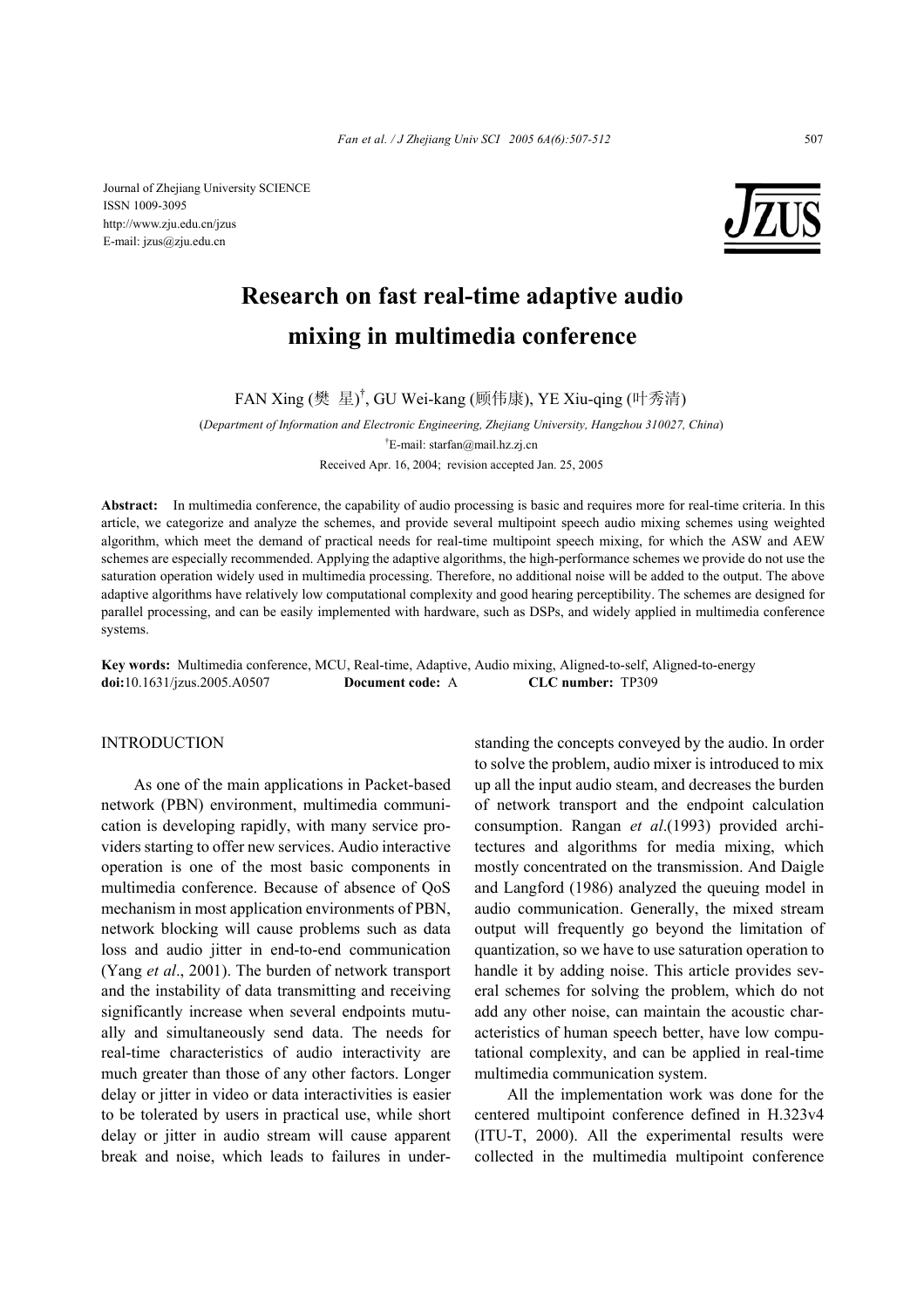Journal of Zhejiang University SCIENCE
ISSN 1009-3095
http://www.zju.edu.cn/jzus
E-mail: jzus@zju.edu.cn

# Research on fast real-time adaptive audio mixing in multimedia conference

FAN Xing (樊 星)[†], GU Wei-kang (顾伟康), YE Xiu-qing (叶秀清)

(*Department of Information and Electronic Engineering, Zhejiang University, Hangzhou 310027, China*)

[†]E-mail: starfan@mail.hz.zj.cn

Received Apr. 16, 2004; revision accepted Jan. 25, 2005

**Abstract:** In multimedia conference, the capability of audio processing is basic and requires more for real-time criteria. In this article, we categorize and analyze the schemes, and provide several multipoint speech audio mixing schemes using weighted algorithm, which meet the demand of practical needs for real-time multipoint speech mixing, for which the ASW and AEW schemes are especially recommended. Applying the adaptive algorithms, the high-performance schemes we provide do not use the saturation operation widely used in multimedia processing. Therefore, no additional noise will be added to the output. The above adaptive algorithms have relatively low computational complexity and good hearing perceptibility. The schemes are designed for parallel processing, and can be easily implemented with hardware, such as DSPs, and widely applied in multimedia conference systems.

**Key words:** Multimedia conference, MCU, Real-time, Adaptive, Audio mixing, Aligned-to-self, Aligned-to-energy
**doi:**10.1631/jzus.2005.A0507 **Document code:** A **CLC number:** TP309

## INTRODUCTION

As one of the main applications in Packet-based network (PBN) environment, multimedia communication is developing rapidly, with many service providers starting to offer new services. Audio interactive operation is one of the most basic components in multimedia conference. Because of absence of QoS mechanism in most application environments of PBN, network blocking will cause problems such as data loss and audio jitter in end-to-end communication (Yang *et al*., 2001). The burden of network transport and the instability of data transmitting and receiving significantly increase when several endpoints mutually and simultaneously send data. The needs for real-time characteristics of audio interactivity are much greater than those of any other factors. Longer delay or jitter in video or data interactivities is easier to be tolerated by users in practical use, while short delay or jitter in audio stream will cause apparent break and noise, which leads to failures in understanding the concepts conveyed by the audio. In order to solve the problem, audio mixer is introduced to mix up all the input audio steam, and decreases the burden of network transport and the endpoint calculation consumption. Rangan *et al*.(1993) provided architectures and algorithms for media mixing, which mostly concentrated on the transmission. And Daigle and Langford (1986) analyzed the queuing model in audio communication. Generally, the mixed stream output will frequently go beyond the limitation of quantization, so we have to use saturation operation to handle it by adding noise. This article provides several schemes for solving the problem, which do not add any other noise, can maintain the acoustic characteristics of human speech better, have low computational complexity, and can be applied in real-time multimedia communication system.

All the implementation work was done for the centered multipoint conference defined in H.323v4 (ITU-T, 2000). All the experimental results were collected in the multimedia multipoint conference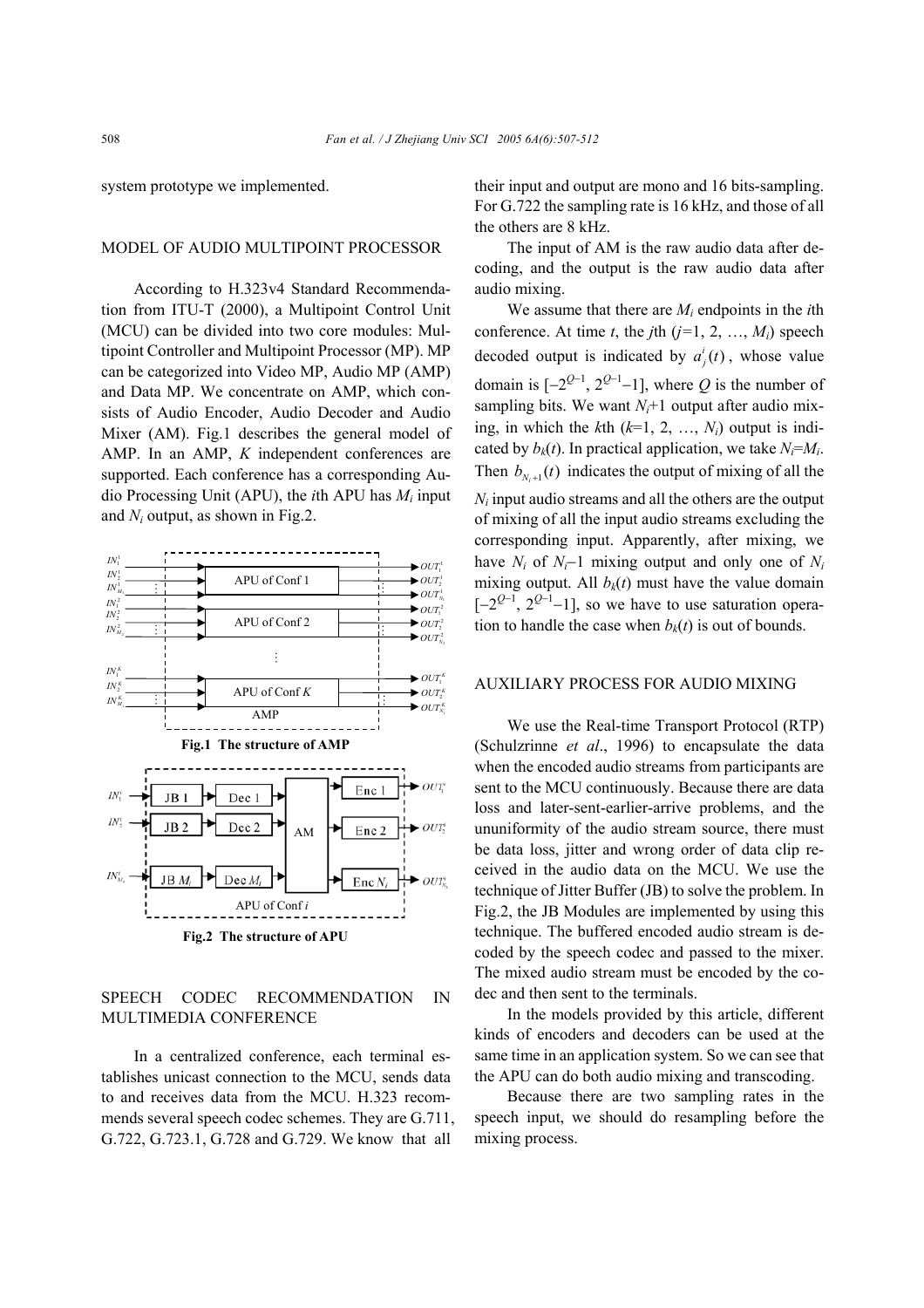system prototype we implemented.

## MODEL OF AUDIO MULTIPOINT PROCESSOR

According to H.323v4 Standard Recommendation from ITU-T (2000), a Multipoint Control Unit (MCU) can be divided into two core modules: Multipoint Controller and Multipoint Processor (MP). MP can be categorized into Video MP, Audio MP (AMP) and Data MP. We concentrate on AMP, which consists of Audio Encoder, Audio Decoder and Audio Mixer (AM). Fig.1 describes the general model of AMP. In an AMP, $K$ independent conferences are supported. Each conference has a corresponding Audio Processing Unit (APU), the $i$th APU has $M_i$ input and $N_i$ output, as shown in Fig.2.

**Fig.1 The structure of AMP**

**Fig.2 The structure of APU**

## SPEECH CODEC RECOMMENDATION IN MULTIMEDIA CONFERENCE

In a centralized conference, each terminal establishes unicast connection to the MCU, sends data to and receives data from the MCU. H.323 recommends several speech codec schemes. They are G.711, G.722, G.723.1, G.728 and G.729. We know that all their input and output are mono and 16 bits-sampling. For G.722 the sampling rate is 16 kHz, and those of all the others are 8 kHz.

The input of AM is the raw audio data after decoding, and the output is the raw audio data after audio mixing.

We assume that there are $M_i$ endpoints in the $i$th conference. At time $t$, the $j$th ($j$=1, 2, …, $M_i$) speech decoded output is indicated by $a_j^i(t)$, whose value domain is $[-2^{Q-1}, 2^{Q-1}-1]$, where $Q$ is the number of sampling bits. We want $N_i$+1 output after audio mixing, in which the $k$th ($k$=1, 2, …, $N_i$) output is indicated by $b_k(t)$. In practical application, we take $N_i$=$M_i$. Then $b_{N_i+1}(t)$ indicates the output of mixing of all the $N_i$ input audio streams and all the others are the output of mixing of all the input audio streams excluding the corresponding input. Apparently, after mixing, we have $N_i$ of $N_i-1$ mixing output and only one of $N_i$ mixing output. All $b_k(t)$ must have the value domain $[-2^{Q-1}, 2^{Q-1}-1]$, so we have to use saturation operation to handle the case when $b_k(t)$ is out of bounds.

## AUXILIARY PROCESS FOR AUDIO MIXING

We use the Real-time Transport Protocol (RTP) (Schulzrinne *et al*., 1996) to encapsulate the data when the encoded audio streams from participants are sent to the MCU continuously. Because there are data loss and later-sent-earlier-arrive problems, and the ununiformity of the audio stream source, there must be data loss, jitter and wrong order of data clip received in the audio data on the MCU. We use the technique of Jitter Buffer (JB) to solve the problem. In Fig.2, the JB Modules are implemented by using this technique. The buffered encoded audio stream is decoded by the speech codec and passed to the mixer. The mixed audio stream must be encoded by the codec and then sent to the terminals.

In the models provided by this article, different kinds of encoders and decoders can be used at the same time in an application system. So we can see that the APU can do both audio mixing and transcoding.

Because there are two sampling rates in the speech input, we should do resampling before the mixing process.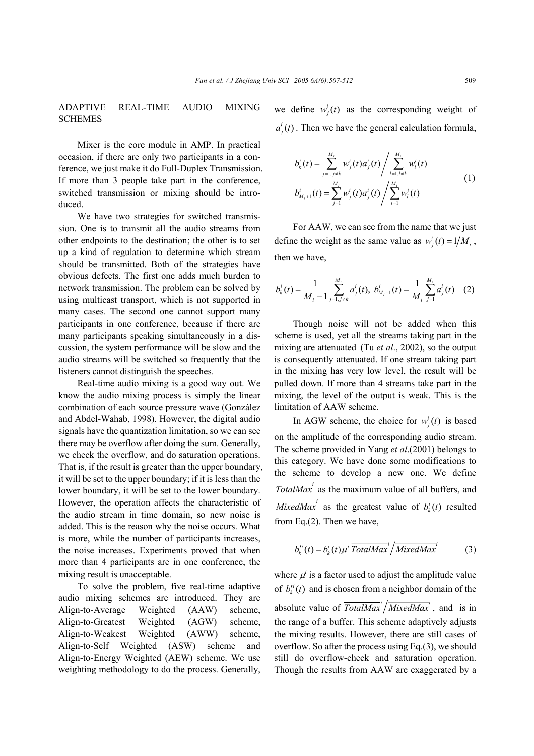## ADAPTIVE REAL-TIME AUDIO MIXING SCHEMES

Mixer is the core module in AMP. In practical occasion, if there are only two participants in a conference, we just make it do Full-Duplex Transmission. If more than 3 people take part in the conference, switched transmission or mixing should be introduced.

We have two strategies for switched transmission. One is to transmit all the audio streams from other endpoints to the destination; the other is to set up a kind of regulation to determine which stream should be transmitted. Both of the strategies have obvious defects. The first one adds much burden to network transmission. The problem can be solved by using multicast transport, which is not supported in many cases. The second one cannot support many participants in one conference, because if there are many participants speaking simultaneously in a discussion, the system performance will be slow and the audio streams will be switched so frequently that the listeners cannot distinguish the speeches.

Real-time audio mixing is a good way out. We know the audio mixing process is simply the linear combination of each source pressure wave (González and Abdel-Wahab, 1998). However, the digital audio signals have the quantization limitation, so we can see there may be overflow after doing the sum. Generally, we check the overflow, and do saturation operations. That is, if the result is greater than the upper boundary, it will be set to the upper boundary; if it is less than the lower boundary, it will be set to the lower boundary. However, the operation affects the characteristic of the audio stream in time domain, so new noise is added. This is the reason why the noise occurs. What is more, while the number of participants increases, the noise increases. Experiments proved that when more than 4 participants are in one conference, the mixing result is unacceptable.

To solve the problem, five real-time adaptive audio mixing schemes are introduced. They are Align-to-Average Weighted (AAW) scheme, Align-to-Greatest Weighted (AGW) scheme, Align-to-Weakest Weighted (AWW) scheme, Align-to-Self Weighted (ASW) scheme and Align-to-Energy Weighted (AEW) scheme. We use weighting methodology to do the process. Generally, we define $w_j^i(t)$ as the corresponding weight of $a_j^i(t)$. Then we have the general calculation formula,

$$
\begin{aligned}
b_k^i(t) &= \sum_{j=1, j\neq k}^{M_i} w_j^i(t) a_j^i(t) \Bigg/ \sum_{l=1, l\neq k}^{M_i} w_l^i(t) \\
b_{M_i+1}^i(t) &= \sum_{j=1}^{M_i} w_j^i(t) a_j^i(t) \Bigg/ \sum_{l=1}^{M_i} w_l^i(t)
\end{aligned}
\tag{1}
$$

For AAW, we can see from the name that we just define the weight as the same value as $w_j^i(t) = 1/M_i$, then we have,

$$
b_k^i(t) = \frac{1}{M_i - 1} \sum_{j=1, j\neq k}^{M_i} a_j^i(t),\ b_{M_i+1}^i(t) = \frac{1}{M_i} \sum_{j=1}^{M_i} a_j^i(t) \tag{2}
$$

Though noise will not be added when this scheme is used, yet all the streams taking part in the mixing are attenuated (Tu *et al*., 2002), so the output is consequently attenuated. If one stream taking part in the mixing has very low level, the result will be pulled down. If more than 4 streams take part in the mixing, the level of the output is weak. This is the limitation of AAW scheme.

In AGW scheme, the choice for $w_j^i(t)$ is based on the amplitude of the corresponding audio stream. The scheme provided in Yang *et al*.(2001) belongs to this category. We have done some modifications to the scheme to develop a new one. We define $\overline{TotalMax}^i$ as the maximum value of all buffers, and $\overline{MixedMax}^i$ as the greatest value of $b_k^i(t)$ resulted from Eq.(2). Then we have,

$$
b_k'^i(t) = b_k^i(t) \mu^i \, \overline{TotalMax}^i \Big/ \overline{MixedMax}^i \tag{3}
$$

where $\mu^i$ is a factor used to adjust the amplitude value of $b_k'^i(t)$ and is chosen from a neighbor domain of the absolute value of $\overline{TotalMax}^i \big/ \overline{MixedMax}^i$, and is in the range of a buffer. This scheme adaptively adjusts the mixing results. However, there are still cases of overflow. So after the process using Eq.(3), we should still do overflow-check and saturation operation. Though the results from AAW are exaggerated by a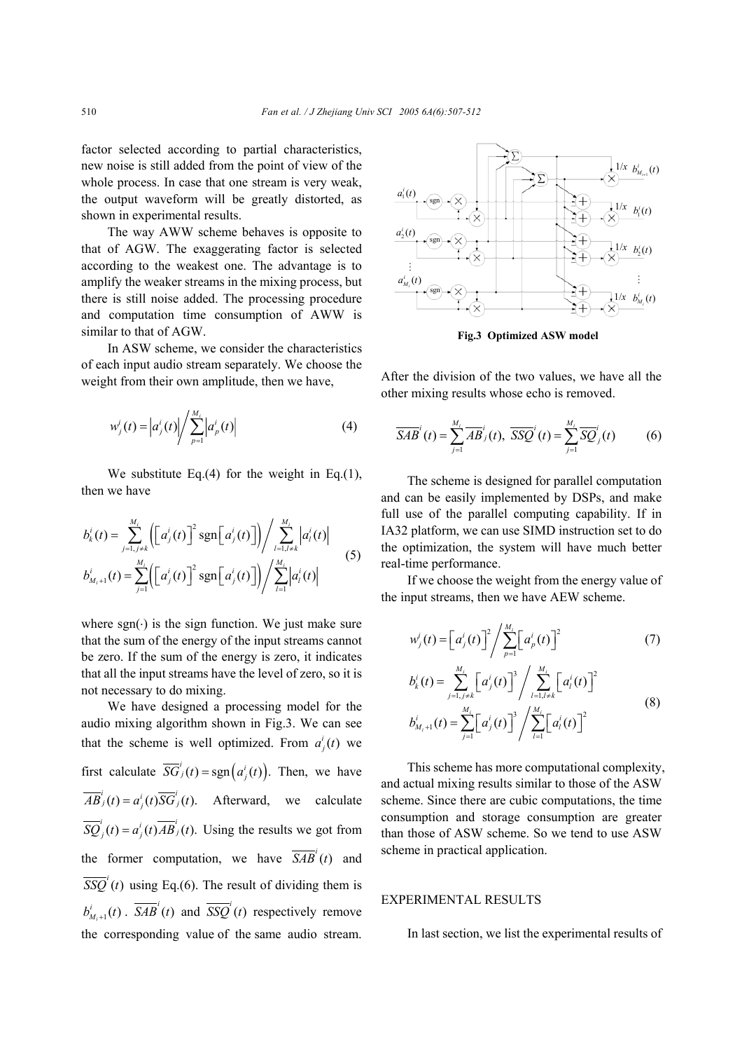factor selected according to partial characteristics, new noise is still added from the point of view of the whole process. In case that one stream is very weak, the output waveform will be greatly distorted, as shown in experimental results.

The way AWW scheme behaves is opposite to that of AGW. The exaggerating factor is selected according to the weakest one. The advantage is to amplify the weaker streams in the mixing process, but there is still noise added. The processing procedure and computation time consumption of AWW is similar to that of AGW.

In ASW scheme, we consider the characteristics of each input audio stream separately. We choose the weight from their own amplitude, then we have,

$$w_j^i(t) = \left|a_j^i(t)\right| \Big/ \sum_{p=1}^{M_i} \left|a_p^i(t)\right| \tag{4}$$

We substitute Eq.(4) for the weight in Eq.(1), then we have

$$\begin{aligned} b_k^i(t) &= \sum_{j=1, j\neq k}^{M_i} \left( \left[a_j^i(t)\right]^2 \operatorname{sgn}\left[a_j^i(t)\right] \right) \Big/ \sum_{l=1, l\neq k}^{M_i} \left|a_l^i(t)\right| \\ b_{M_i+1}^i(t) &= \sum_{j=1}^{M_i} \left( \left[a_j^i(t)\right]^2 \operatorname{sgn}\left[a_j^i(t)\right] \right) \Big/ \sum_{l=1}^{M_i} \left|a_l^i(t)\right| \end{aligned} \tag{5}$$

where $\operatorname{sgn}(\cdot)$ is the sign function. We just make sure that the sum of the energy of the input streams cannot be zero. If the sum of the energy is zero, it indicates that all the input streams have the level of zero, so it is not necessary to do mixing.

We have designed a processing model for the audio mixing algorithm shown in Fig.3. We can see that the scheme is well optimized. From $a_j^i(t)$ we first calculate $\overline{SG}_j^i(t) = \operatorname{sgn}\left(a_j^i(t)\right)$. Then, we have $\overline{AB}_j^i(t) = a_j^i(t)\overline{SG}_j^i(t)$. Afterward, we calculate $\overline{SQ}_j^i(t) = a_j^i(t)\overline{AB}_j^i(t)$. Using the results we got from the former computation, we have $\overline{SAB}^i(t)$ and $\overline{SSQ}^i(t)$ using Eq.(6). The result of dividing them is $b_{M_i+1}^i(t)$. $\overline{SAB}^i(t)$ and $\overline{SSQ}^i(t)$ respectively remove the corresponding value of the same audio stream.

**Fig.3 Optimized ASW model**

After the division of the two values, we have all the other mixing results whose echo is removed.

$$\overline{SAB}^i(t) = \sum_{j=1}^{M_i} \overline{AB}_j^i(t), \ \overline{SSQ}^i(t) = \sum_{j=1}^{M_i} \overline{SQ}_j^i(t) \tag{6}$$

The scheme is designed for parallel computation and can be easily implemented by DSPs, and make full use of the parallel computing capability. If in IA32 platform, we can use SIMD instruction set to do the optimization, the system will have much better real-time performance.

If we choose the weight from the energy value of the input streams, then we have AEW scheme.

$$w_j^i(t) = \left[a_j^i(t)\right]^2 \Big/ \sum_{p=1}^{M_i} \left[a_p^i(t)\right]^2 \tag{7}$$

$$\begin{aligned} b_k^i(t) &= \sum_{j=1, j\neq k}^{M_i} \left[a_j^i(t)\right]^3 \Big/ \sum_{l=1, l\neq k}^{M_i} \left[a_l^i(t)\right]^2 \\ b_{M_i+1}^i(t) &= \sum_{j=1}^{M_i} \left[a_j^i(t)\right]^3 \Big/ \sum_{l=1}^{M_i} \left[a_l^i(t)\right]^2 \end{aligned} \tag{8}$$

This scheme has more computational complexity, and actual mixing results similar to those of the ASW scheme. Since there are cubic computations, the time consumption and storage consumption are greater than those of ASW scheme. So we tend to use ASW scheme in practical application.

## EXPERIMENTAL RESULTS

In last section, we list the experimental results of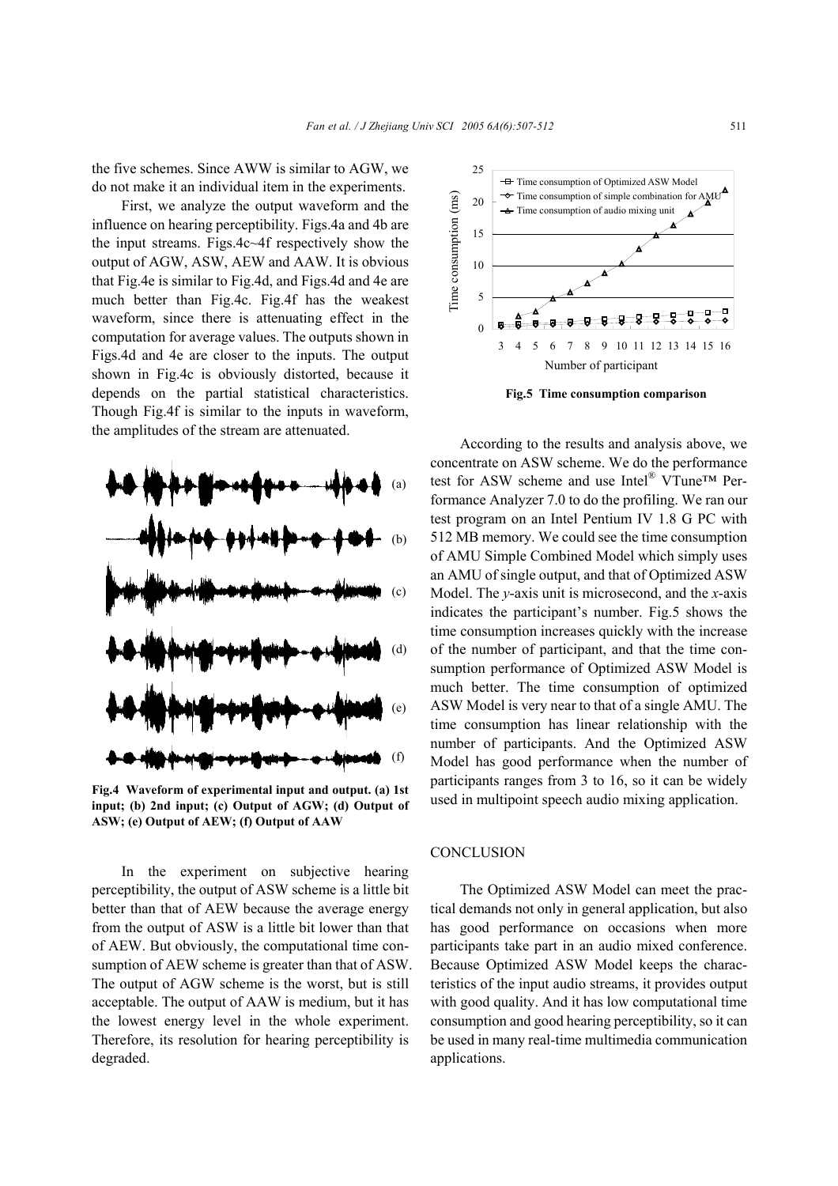the five schemes. Since AWW is similar to AGW, we do not make it an individual item in the experiments.

First, we analyze the output waveform and the influence on hearing perceptibility. Figs.4a and 4b are the input streams. Figs.4c~4f respectively show the output of AGW, ASW, AEW and AAW. It is obvious that Fig.4e is similar to Fig.4d, and Figs.4d and 4e are much better than Fig.4c. Fig.4f has the weakest waveform, since there is attenuating effect in the computation for average values. The outputs shown in Figs.4d and 4e are closer to the inputs. The output shown in Fig.4c is obviously distorted, because it depends on the partial statistical characteristics. Though Fig.4f is similar to the inputs in waveform, the amplitudes of the stream are attenuated.

**Fig.4 Waveform of experimental input and output. (a) 1st input; (b) 2nd input; (c) Output of AGW; (d) Output of ASW; (e) Output of AEW; (f) Output of AAW**

In the experiment on subjective hearing perceptibility, the output of ASW scheme is a little bit better than that of AEW because the average energy from the output of ASW is a little bit lower than that of AEW. But obviously, the computational time consumption of AEW scheme is greater than that of ASW. The output of AGW scheme is the worst, but is still acceptable. The output of AAW is medium, but it has the lowest energy level in the whole experiment. Therefore, its resolution for hearing perceptibility is degraded.

**Fig.5 Time consumption comparison**

According to the results and analysis above, we concentrate on ASW scheme. We do the performance test for ASW scheme and use Intel® VTune™ Performance Analyzer 7.0 to do the profiling. We ran our test program on an Intel Pentium IV 1.8 G PC with 512 MB memory. We could see the time consumption of AMU Simple Combined Model which simply uses an AMU of single output, and that of Optimized ASW Model. The *y*-axis unit is microsecond, and the *x*-axis indicates the participant's number. Fig.5 shows the time consumption increases quickly with the increase of the number of participant, and that the time consumption performance of Optimized ASW Model is much better. The time consumption of optimized ASW Model is very near to that of a single AMU. The time consumption has linear relationship with the number of participants. And the Optimized ASW Model has good performance when the number of participants ranges from 3 to 16, so it can be widely used in multipoint speech audio mixing application.

## CONCLUSION

The Optimized ASW Model can meet the practical demands not only in general application, but also has good performance on occasions when more participants take part in an audio mixed conference. Because Optimized ASW Model keeps the characteristics of the input audio streams, it provides output with good quality. And it has low computational time consumption and good hearing perceptibility, so it can be used in many real-time multimedia communication applications.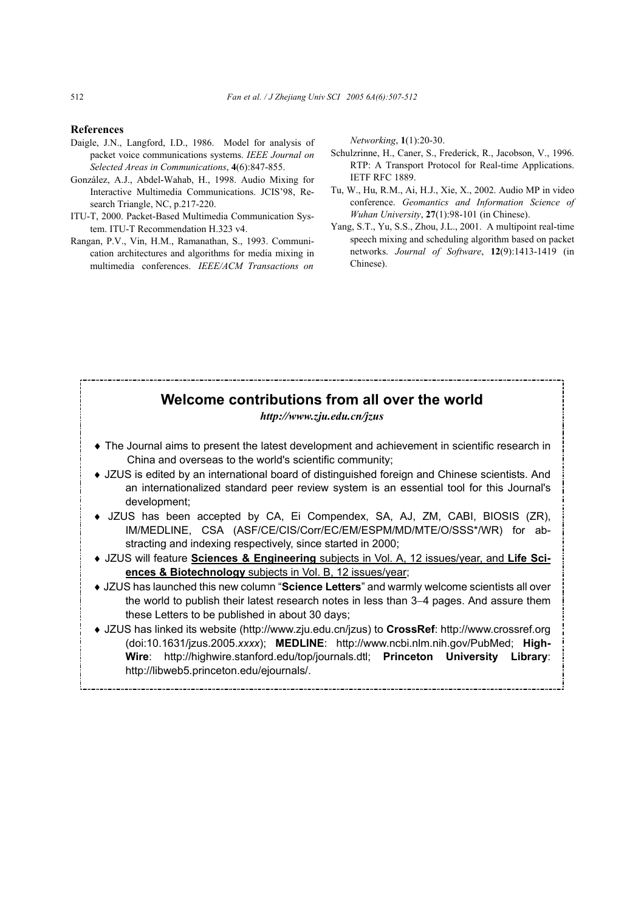## References

Daigle, J.N., Langford, I.D., 1986. Model for analysis of packet voice communications systems. *IEEE Journal on Selected Areas in Communications*, **4**(6):847-855.

González, A.J., Abdel-Wahab, H., 1998. Audio Mixing for Interactive Multimedia Communications. JCIS'98, Research Triangle, NC, p.217-220.

ITU-T, 2000. Packet-Based Multimedia Communication System. ITU-T Recommendation H.323 v4.

Rangan, P.V., Vin, H.M., Ramanathan, S., 1993. Communication architectures and algorithms for media mixing in multimedia conferences. *IEEE/ACM Transactions on Networking*, **1**(1):20-30.

Schulzrinne, H., Caner, S., Frederick, R., Jacobson, V., 1996. RTP: A Transport Protocol for Real-time Applications. IETF RFC 1889.

Tu, W., Hu, R.M., Ai, H.J., Xie, X., 2002. Audio MP in video conference. *Geomantics and Information Science of Wuhan University*, **27**(1):98-101 (in Chinese).

Yang, S.T., Yu, S.S., Zhou, J.L., 2001. A multipoint real-time speech mixing and scheduling algorithm based on packet networks. *Journal of Software*, **12**(9):1413-1419 (in Chinese).

---

## Welcome contributions from all over the world

***http://www.zju.edu.cn/jzus***

- The Journal aims to present the latest development and achievement in scientific research in China and overseas to the world's scientific community;
- JZUS is edited by an international board of distinguished foreign and Chinese scientists. And an internationalized standard peer review system is an essential tool for this Journal's development;
- JZUS has been accepted by CA, Ei Compendex, SA, AJ, ZM, CABI, BIOSIS (ZR), IM/MEDLINE, CSA (ASF/CE/CIS/Corr/EC/EM/ESPM/MD/MTE/O/SSS*/WR) for abstracting and indexing respectively, since started in 2000;
- JZUS will feature **Sciences & Engineering** subjects in Vol. A, 12 issues/year, and **Life Sciences & Biotechnology** subjects in Vol. B, 12 issues/year;
- JZUS has launched this new column "**Science Letters**" and warmly welcome scientists all over the world to publish their latest research notes in less than 3–4 pages. And assure them these Letters to be published in about 30 days;
- JZUS has linked its website (http://www.zju.edu.cn/jzus) to **CrossRef**: http://www.crossref.org (doi:10.1631/jzus.2005.*xxxx*); **MEDLINE**: http://www.ncbi.nlm.nih.gov/PubMed; **HighWire**: http://highwire.stanford.edu/top/journals.dtl; **Princeton University Library**: http://libweb5.princeton.edu/ejournals/.